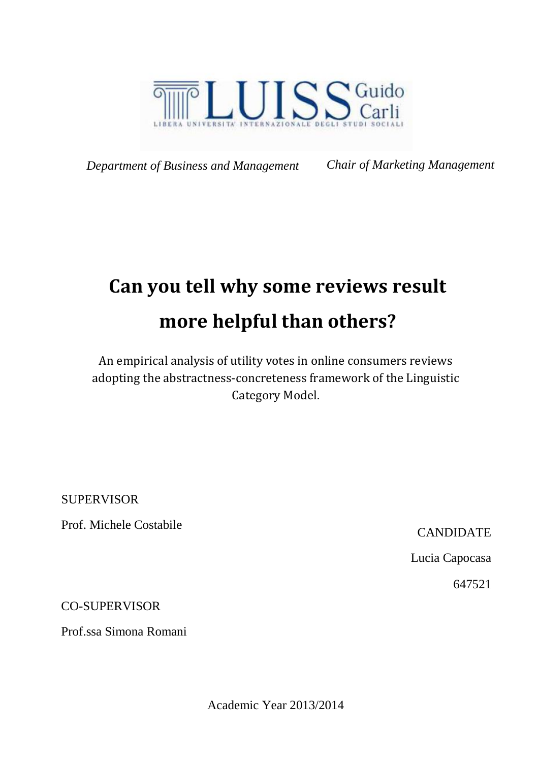LUISS Guido Carli

LIBERA UNIVERSITA' INTERNAZIONALE DEGLI STUDI SOCIALI

*Department of Business and Management* *Chair of Marketing Management*

# Can you tell why some reviews result more helpful than others?

An empirical analysis of utility votes in online consumers reviews adopting the abstractness-concreteness framework of the Linguistic Category Model.

SUPERVISOR

Prof. Michele Costabile

CANDIDATE

Lucia Capocasa

647521

CO-SUPERVISOR

Prof.ssa Simona Romani

Academic Year 2013/2014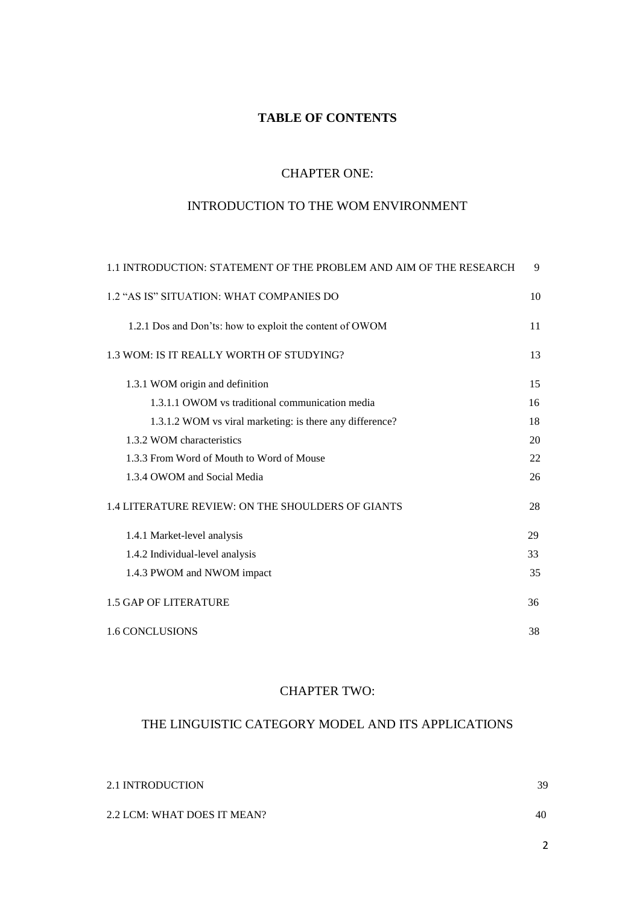# TABLE OF CONTENTS

## CHAPTER ONE:

## INTRODUCTION TO THE WOM ENVIRONMENT

| | |
|---|---|
| 1.1 INTRODUCTION: STATEMENT OF THE PROBLEM AND AIM OF THE RESEARCH | 9 |
| 1.2 "AS IS" SITUATION: WHAT COMPANIES DO | 10 |
| 1.2.1 Dos and Don'ts: how to exploit the content of OWOM | 11 |
| 1.3 WOM: IS IT REALLY WORTH OF STUDYING? | 13 |
| 1.3.1 WOM origin and definition | 15 |
| 1.3.1.1 OWOM vs traditional communication media | 16 |
| 1.3.1.2 WOM vs viral marketing: is there any difference? | 18 |
| 1.3.2 WOM characteristics | 20 |
| 1.3.3 From Word of Mouth to Word of Mouse | 22 |
| 1.3.4 OWOM and Social Media | 26 |
| 1.4 LITERATURE REVIEW: ON THE SHOULDERS OF GIANTS | 28 |
| 1.4.1 Market-level analysis | 29 |
| 1.4.2 Individual-level analysis | 33 |
| 1.4.3 PWOM and NWOM impact | 35 |
| 1.5 GAP OF LITERATURE | 36 |
| 1.6 CONCLUSIONS | 38 |

## CHAPTER TWO:

## THE LINGUISTIC CATEGORY MODEL AND ITS APPLICATIONS

| | |
|---|---|
| 2.1 INTRODUCTION | 39 |
| 2.2 LCM: WHAT DOES IT MEAN? | 40 |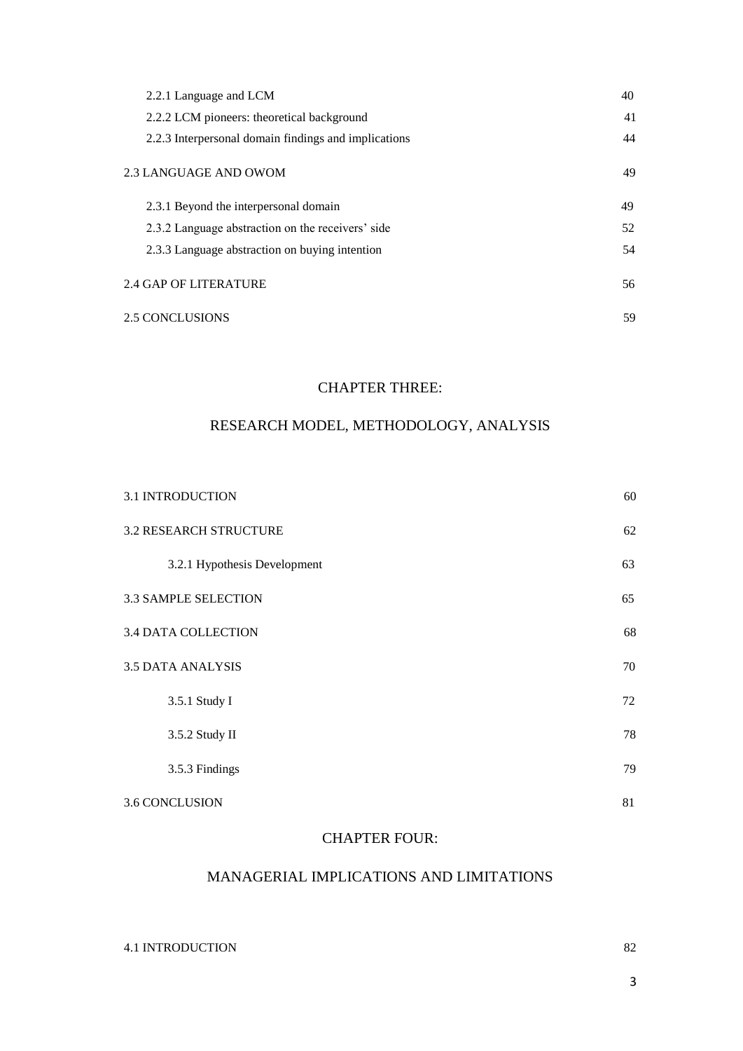2.2.1 Language and LCM 40

2.2.2 LCM pioneers: theoretical background 41

2.2.3 Interpersonal domain findings and implications 44

2.3 LANGUAGE AND OWOM 49

2.3.1 Beyond the interpersonal domain 49

2.3.2 Language abstraction on the receivers' side 52

2.3.3 Language abstraction on buying intention 54

2.4 GAP OF LITERATURE 56

2.5 CONCLUSIONS 59

## CHAPTER THREE:

## RESEARCH MODEL, METHODOLOGY, ANALYSIS

3.1 INTRODUCTION 60

3.2 RESEARCH STRUCTURE 62

3.2.1 Hypothesis Development 63

3.3 SAMPLE SELECTION 65

3.4 DATA COLLECTION 68

3.5 DATA ANALYSIS 70

3.5.1 Study I 72

3.5.2 Study II 78

3.5.3 Findings 79

3.6 CONCLUSION 81

## CHAPTER FOUR:

## MANAGERIAL IMPLICATIONS AND LIMITATIONS

4.1 INTRODUCTION 82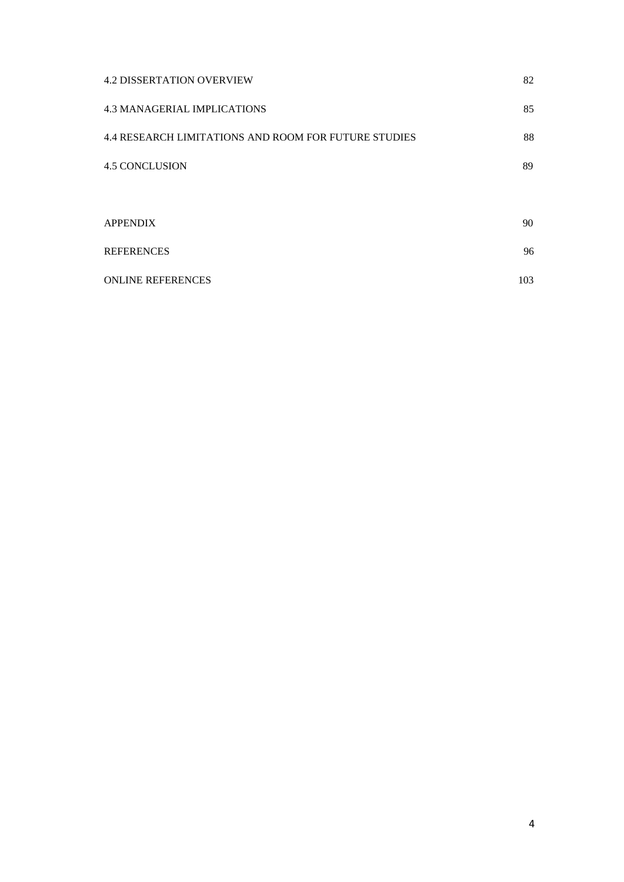4.2 DISSERTATION OVERVIEW 82

4.3 MANAGERIAL IMPLICATIONS 85

4.4 RESEARCH LIMITATIONS AND ROOM FOR FUTURE STUDIES 88

4.5 CONCLUSION 89

APPENDIX 90

REFERENCES 96

ONLINE REFERENCES 103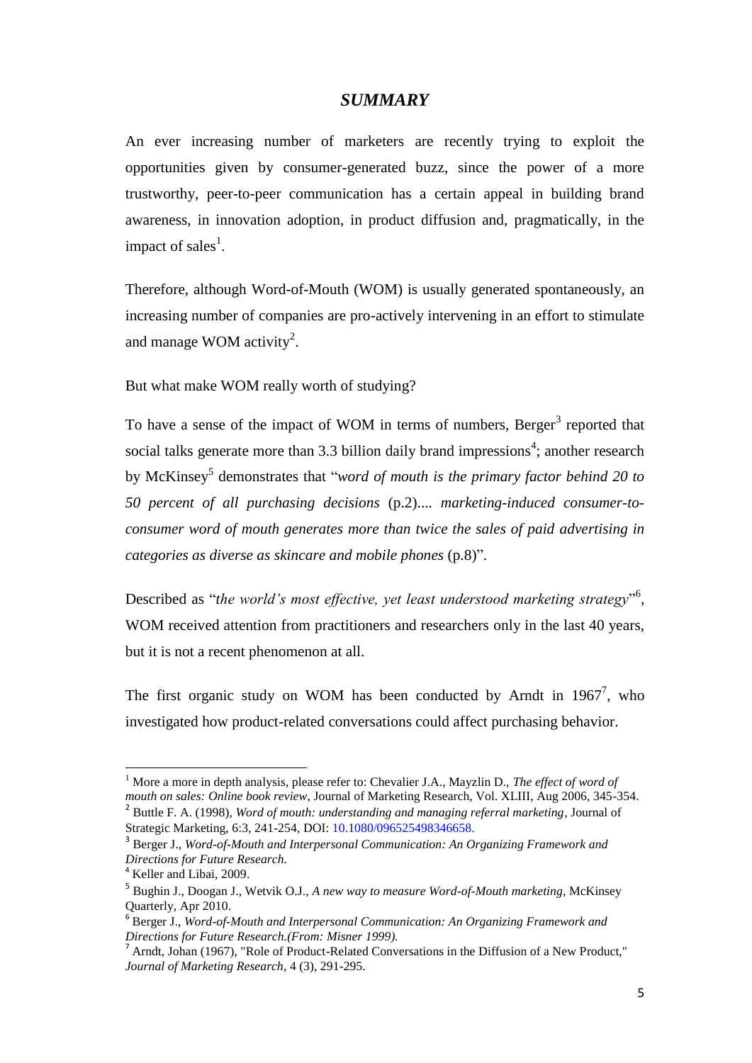## *SUMMARY*

An ever increasing number of marketers are recently trying to exploit the opportunities given by consumer-generated buzz, since the power of a more trustworthy, peer-to-peer communication has a certain appeal in building brand awareness, in innovation adoption, in product diffusion and, pragmatically, in the impact of sales[1].

Therefore, although Word-of-Mouth (WOM) is usually generated spontaneously, an increasing number of companies are pro-actively intervening in an effort to stimulate and manage WOM activity[2].

But what make WOM really worth of studying?

To have a sense of the impact of WOM in terms of numbers, Berger[3] reported that social talks generate more than 3.3 billion daily brand impressions[4]; another research by McKinsey[5] demonstrates that "*word of mouth is the primary factor behind 20 to 50 percent of all purchasing decisions* (p.2)*.... marketing-induced consumer-to-consumer word of mouth generates more than twice the sales of paid advertising in categories as diverse as skincare and mobile phones* (p.8)".

Described as "*the world's most effective, yet least understood marketing strategy*"[6], WOM received attention from practitioners and researchers only in the last 40 years, but it is not a recent phenomenon at all.

The first organic study on WOM has been conducted by Arndt in 1967[7], who investigated how product-related conversations could affect purchasing behavior.

---

[1] More a more in depth analysis, please refer to: Chevalier J.A., Mayzlin D., *The effect of word of mouth on sales: Online book review*, Journal of Marketing Research, Vol. XLIII, Aug 2006, 345-354.

[2] Buttle F. A. (1998), *Word of mouth: understanding and managing referral marketing*, Journal of Strategic Marketing, 6:3, 241-254, DOI: 10.1080/096525498346658.

[3] Berger J., *Word-of-Mouth and Interpersonal Communication: An Organizing Framework and Directions for Future Research.*

[4] Keller and Libai, 2009.

[5] Bughin J., Doogan J., Wetvik O.J., *A new way to measure Word-of-Mouth marketing*, McKinsey Quarterly, Apr 2010.

[6] Berger J., *Word-of-Mouth and Interpersonal Communication: An Organizing Framework and Directions for Future Research.(From: Misner 1999).*

[7] Arndt, Johan (1967), "Role of Product-Related Conversations in the Diffusion of a New Product," *Journal of Marketing Research*, 4 (3), 291-295.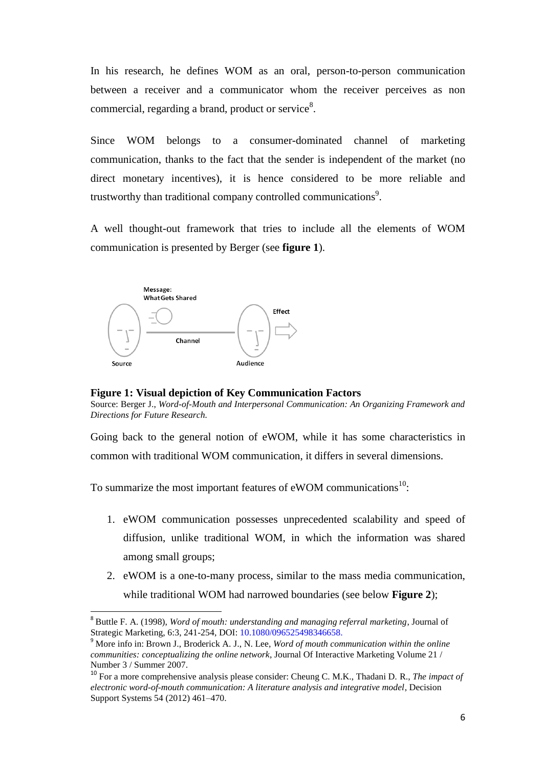In his research, he defines WOM as an oral, person-to-person communication between a receiver and a communicator whom the receiver perceives as non commercial, regarding a brand, product or service[8].

Since WOM belongs to a consumer-dominated channel of marketing communication, thanks to the fact that the sender is independent of the market (no direct monetary incentives), it is hence considered to be more reliable and trustworthy than traditional company controlled communications[9].

A well thought-out framework that tries to include all the elements of WOM communication is presented by Berger (see **figure 1**).

Message: What Gets Shared

Effect

Channel

Source

Audience

**Figure 1: Visual depiction of Key Communication Factors**
Source: Berger J., *Word-of-Mouth and Interpersonal Communication: An Organizing Framework and Directions for Future Research.*

Going back to the general notion of eWOM, while it has some characteristics in common with traditional WOM communication, it differs in several dimensions.

To summarize the most important features of eWOM communications[10]:

1. eWOM communication possesses unprecedented scalability and speed of diffusion, unlike traditional WOM, in which the information was shared among small groups;
2. eWOM is a one-to-many process, similar to the mass media communication, while traditional WOM had narrowed boundaries (see below **Figure 2**);

---

[8] Buttle F. A. (1998), *Word of mouth: understanding and managing referral marketing*, Journal of Strategic Marketing, 6:3, 241-254, DOI: 10.1080/096525498346658.

[9] More info in: Brown J., Broderick A. J., N. Lee, *Word of mouth communication within the online communities: conceptualizing the online network*, Journal Of Interactive Marketing Volume 21 / Number 3 / Summer 2007.

[10] For a more comprehensive analysis please consider: Cheung C. M.K., Thadani D. R., *The impact of electronic word-of-mouth communication: A literature analysis and integrative model*, Decision Support Systems 54 (2012) 461–470.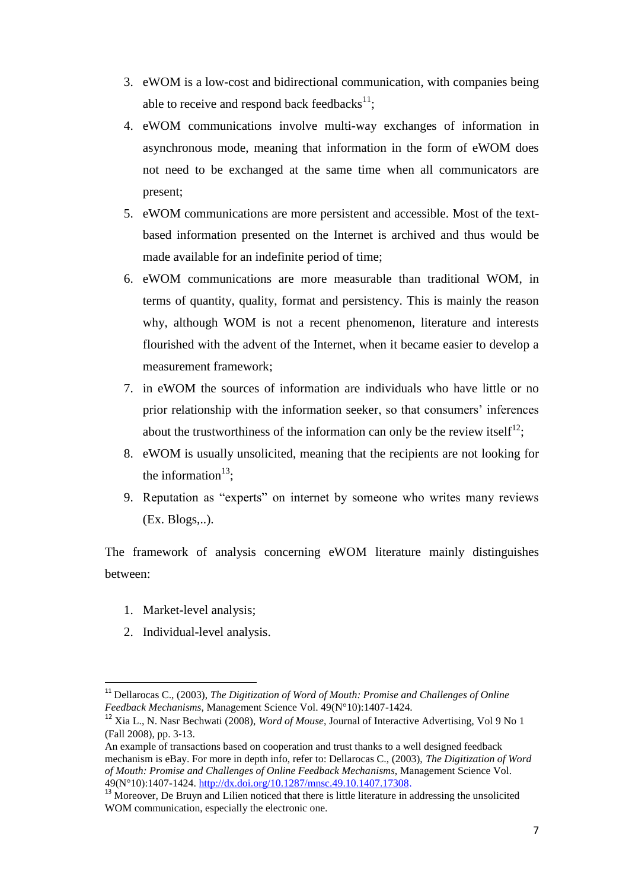3. eWOM is a low-cost and bidirectional communication, with companies being able to receive and respond back feedbacks[11];
4. eWOM communications involve multi-way exchanges of information in asynchronous mode, meaning that information in the form of eWOM does not need to be exchanged at the same time when all communicators are present;
5. eWOM communications are more persistent and accessible. Most of the text-based information presented on the Internet is archived and thus would be made available for an indefinite period of time;
6. eWOM communications are more measurable than traditional WOM, in terms of quantity, quality, format and persistency. This is mainly the reason why, although WOM is not a recent phenomenon, literature and interests flourished with the advent of the Internet, when it became easier to develop a measurement framework;
7. in eWOM the sources of information are individuals who have little or no prior relationship with the information seeker, so that consumers' inferences about the trustworthiness of the information can only be the review itself[12];
8. eWOM is usually unsolicited, meaning that the recipients are not looking for the information[13];
9. Reputation as "experts" on internet by someone who writes many reviews (Ex. Blogs,..).

The framework of analysis concerning eWOM literature mainly distinguishes between:

1. Market-level analysis;
2. Individual-level analysis.

---

[11] Dellarocas C., (2003), *The Digitization of Word of Mouth: Promise and Challenges of Online Feedback Mechanisms*, Management Science Vol. 49(N°10):1407-1424.

[12] Xia L., N. Nasr Bechwati (2008), *Word of Mouse*, Journal of Interactive Advertising, Vol 9 No 1 (Fall 2008), pp. 3-13.

An example of transactions based on cooperation and trust thanks to a well designed feedback mechanism is eBay. For more in depth info, refer to: Dellarocas C., (2003), *The Digitization of Word of Mouth: Promise and Challenges of Online Feedback Mechanisms*, Management Science Vol. 49(N°10):1407-1424. http://dx.doi.org/10.1287/mnsc.49.10.1407.17308.

[13] Moreover, De Bruyn and Lilien noticed that there is little literature in addressing the unsolicited WOM communication, especially the electronic one.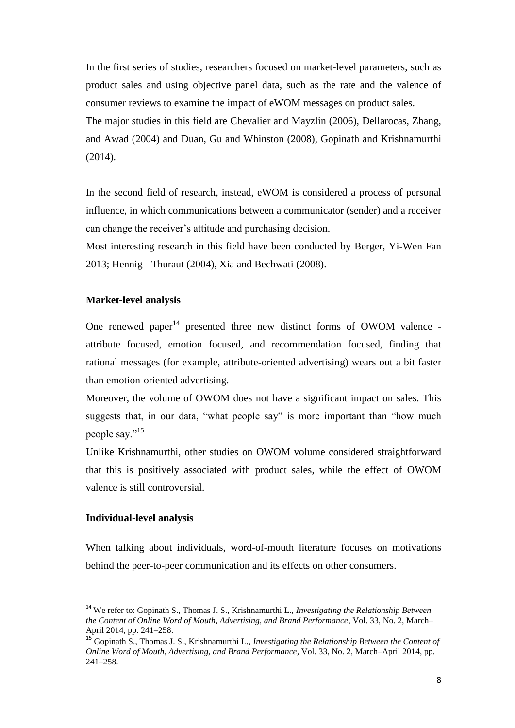In the first series of studies, researchers focused on market-level parameters, such as product sales and using objective panel data, such as the rate and the valence of consumer reviews to examine the impact of eWOM messages on product sales.
The major studies in this field are Chevalier and Mayzlin (2006), Dellarocas, Zhang, and Awad (2004) and Duan, Gu and Whinston (2008), Gopinath and Krishnamurthi (2014).

In the second field of research, instead, eWOM is considered a process of personal influence, in which communications between a communicator (sender) and a receiver can change the receiver's attitude and purchasing decision.
Most interesting research in this field have been conducted by Berger, Yi-Wen Fan 2013; Hennig - Thuraut (2004), Xia and Bechwati (2008).

**Market-level analysis**

One renewed paper[14] presented three new distinct forms of OWOM valence - attribute focused, emotion focused, and recommendation focused, finding that rational messages (for example, attribute-oriented advertising) wears out a bit faster than emotion-oriented advertising.
Moreover, the volume of OWOM does not have a significant impact on sales. This suggests that, in our data, "what people say" is more important than "how much people say."[15]
Unlike Krishnamurthi, other studies on OWOM volume considered straightforward that this is positively associated with product sales, while the effect of OWOM valence is still controversial.

**Individual-level analysis**

When talking about individuals, word-of-mouth literature focuses on motivations behind the peer-to-peer communication and its effects on other consumers.

[14] We refer to: Gopinath S., Thomas J. S., Krishnamurthi L., *Investigating the Relationship Between the Content of Online Word of Mouth, Advertising, and Brand Performance*, Vol. 33, No. 2, March–April 2014, pp. 241–258.

[15] Gopinath S., Thomas J. S., Krishnamurthi L., *Investigating the Relationship Between the Content of Online Word of Mouth, Advertising, and Brand Performance*, Vol. 33, No. 2, March–April 2014, pp. 241–258.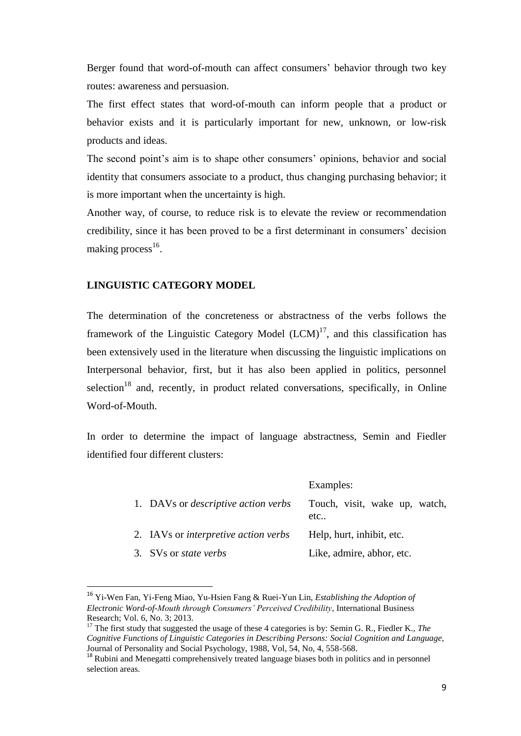Berger found that word-of-mouth can affect consumers' behavior through two key routes: awareness and persuasion.

The first effect states that word-of-mouth can inform people that a product or behavior exists and it is particularly important for new, unknown, or low-risk products and ideas.

The second point's aim is to shape other consumers' opinions, behavior and social identity that consumers associate to a product, thus changing purchasing behavior; it is more important when the uncertainty is high.

Another way, of course, to reduce risk is to elevate the review or recommendation credibility, since it has been proved to be a first determinant in consumers' decision making process[16].

## LINGUISTIC CATEGORY MODEL

The determination of the concreteness or abstractness of the verbs follows the framework of the Linguistic Category Model (LCM)[17], and this classification has been extensively used in the literature when discussing the linguistic implications on Interpersonal behavior, first, but it has also been applied in politics, personnel selection[18] and, recently, in product related conversations, specifically, in Online Word-of-Mouth.

In order to determine the impact of language abstractness, Semin and Fiedler identified four different clusters:

| | Examples: |
|---|---|
| 1. DAVs or *descriptive action verbs* | Touch, visit, wake up, watch, etc.. |
| 2. IAVs or *interpretive action verbs* | Help, hurt, inhibit, etc. |
| 3. SVs or *state verbs* | Like, admire, abhor, etc. |

---

[16] Yi-Wen Fan, Yi-Feng Miao, Yu-Hsien Fang & Ruei-Yun Lin, *Establishing the Adoption of Electronic Word-of-Mouth through Consumers' Perceived Credibility*, International Business Research; Vol. 6, No. 3; 2013.

[17] The first study that suggested the usage of these 4 categories is by: Semin G. R., Fiedler K., *The Cognitive Functions of Linguistic Categories in Describing Persons: Social Cognition and Language,* Journal of Personality and Social Psychology, 1988, Vol, 54, No, 4, 558-568.

[18] Rubini and Menegatti comprehensively treated language biases both in politics and in personnel selection areas.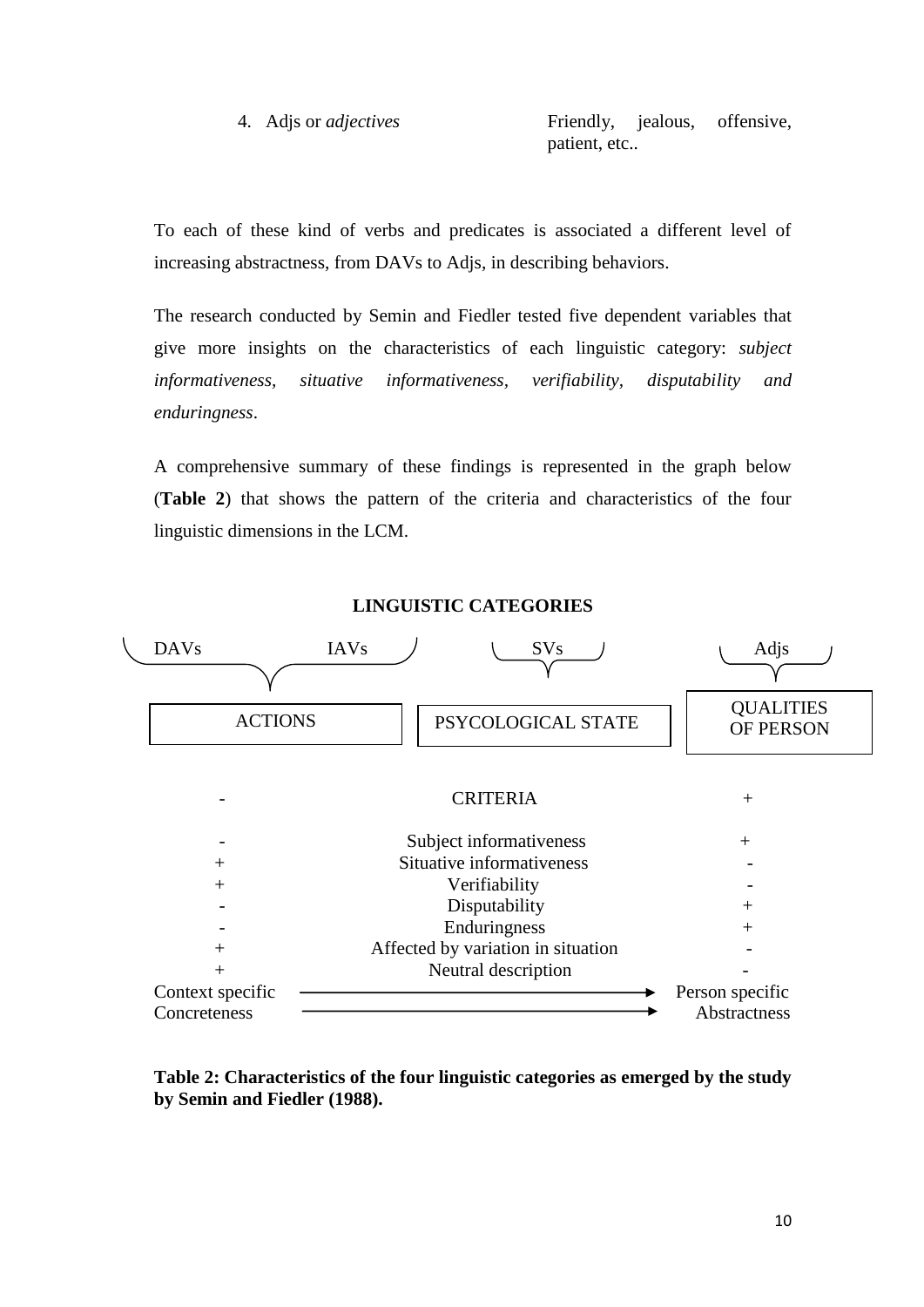4. Adjs or *adjectives* — Friendly, jealous, offensive, patient, etc..

To each of these kind of verbs and predicates is associated a different level of increasing abstractness, from DAVs to Adjs, in describing behaviors.

The research conducted by Semin and Fiedler tested five dependent variables that give more insights on the characteristics of each linguistic category: *subject informativeness, situative informativeness, verifiability, disputability and enduringness*.

A comprehensive summary of these findings is represented in the graph below (**Table 2**) that shows the pattern of the criteria and characteristics of the four linguistic dimensions in the LCM.

**LINGUISTIC CATEGORIES**

| DAVs, IAVs | SVs | Adjs |
|---|---|---|
| ACTIONS | PSYCOLOGICAL STATE | QUALITIES OF PERSON |

| - | CRITERIA | + |
|---|---|---|
| - | Subject informativeness | + |
| + | Situative informativeness | - |
| + | Verifiability | - |
| - | Disputability | + |
| - | Enduringness | + |
| + | Affected by variation in situation | - |
| + | Neutral description | - |
| Context specific | ⟶ | Person specific |
| Concreteness | ⟶ | Abstractness |

**Table 2: Characteristics of the four linguistic categories as emerged by the study by Semin and Fiedler (1988).**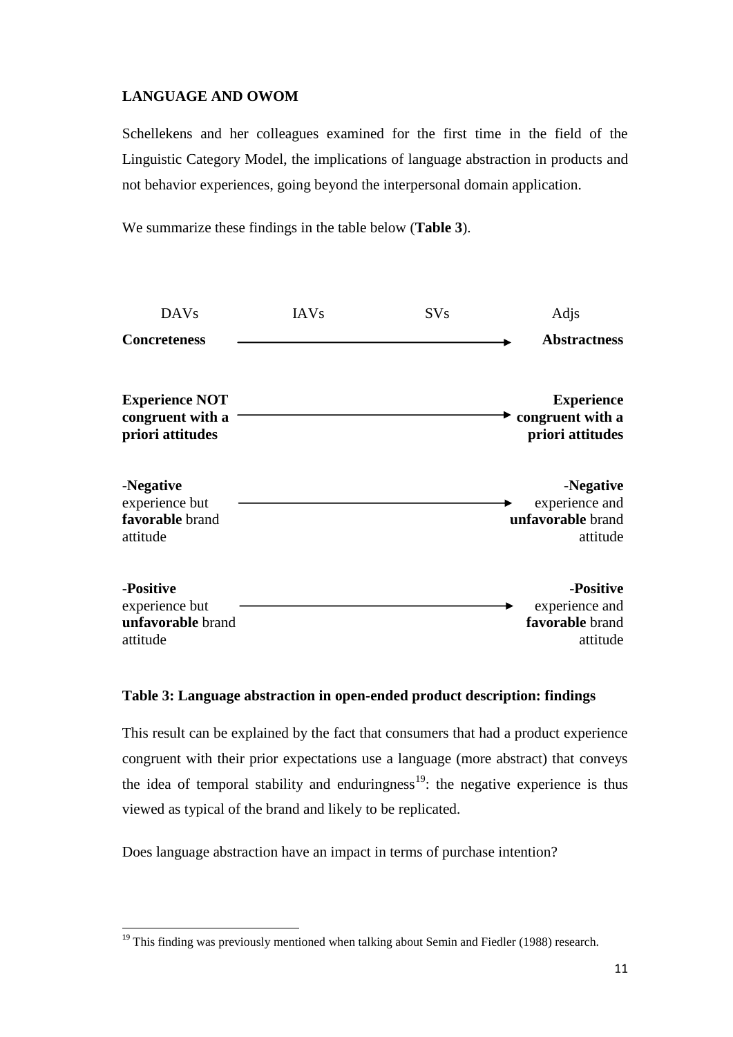## LANGUAGE AND OWOM

Schellekens and her colleagues examined for the first time in the field of the Linguistic Category Model, the implications of language abstraction in products and not behavior experiences, going beyond the interpersonal domain application.

We summarize these findings in the table below (**Table 3**).

| DAVs | IAVs | SVs | Adjs |
|---|---|---|---|
| **Concreteness** | → | → | **Abstractness** |
| **Experience NOT congruent with a priori attitudes** | → | → | **Experience congruent with a priori attitudes** |
| -**Negative** experience but **favorable** brand attitude | → | → | -**Negative** experience and **unfavorable** brand attitude |
| -**Positive** experience but **unfavorable** brand attitude | → | → | -**Positive** experience and **favorable** brand attitude |

**Table 3: Language abstraction in open-ended product description: findings**

This result can be explained by the fact that consumers that had a product experience congruent with their prior expectations use a language (more abstract) that conveys the idea of temporal stability and enduringness[19]: the negative experience is thus viewed as typical of the brand and likely to be replicated.

Does language abstraction have an impact in terms of purchase intention?

[19] This finding was previously mentioned when talking about Semin and Fiedler (1988) research.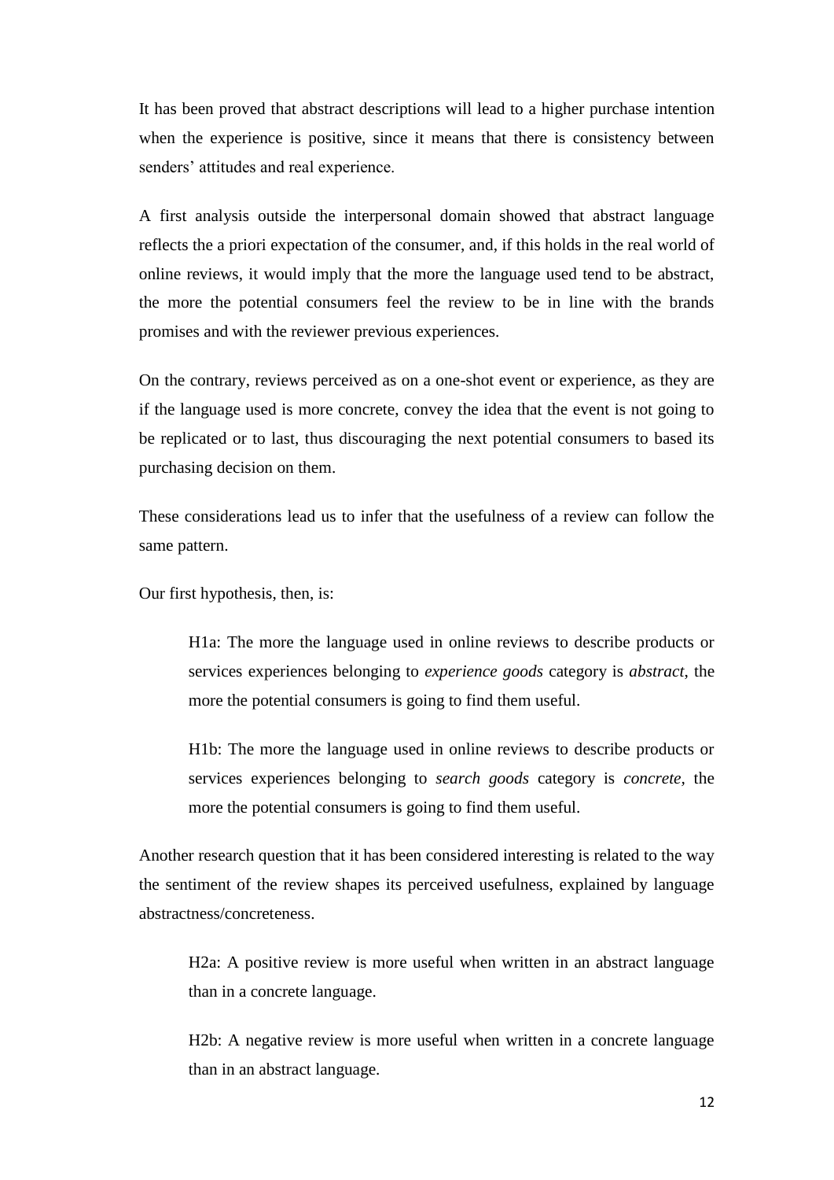It has been proved that abstract descriptions will lead to a higher purchase intention when the experience is positive, since it means that there is consistency between senders' attitudes and real experience.

A first analysis outside the interpersonal domain showed that abstract language reflects the a priori expectation of the consumer, and, if this holds in the real world of online reviews, it would imply that the more the language used tend to be abstract, the more the potential consumers feel the review to be in line with the brands promises and with the reviewer previous experiences.

On the contrary, reviews perceived as on a one-shot event or experience, as they are if the language used is more concrete, convey the idea that the event is not going to be replicated or to last, thus discouraging the next potential consumers to based its purchasing decision on them.

These considerations lead us to infer that the usefulness of a review can follow the same pattern.

Our first hypothesis, then, is:

> H1a: The more the language used in online reviews to describe products or services experiences belonging to *experience goods* category is *abstract*, the more the potential consumers is going to find them useful.
>
> H1b: The more the language used in online reviews to describe products or services experiences belonging to *search goods* category is *concrete*, the more the potential consumers is going to find them useful.

Another research question that it has been considered interesting is related to the way the sentiment of the review shapes its perceived usefulness, explained by language abstractness/concreteness.

> H2a: A positive review is more useful when written in an abstract language than in a concrete language.
>
> H2b: A negative review is more useful when written in a concrete language than in an abstract language.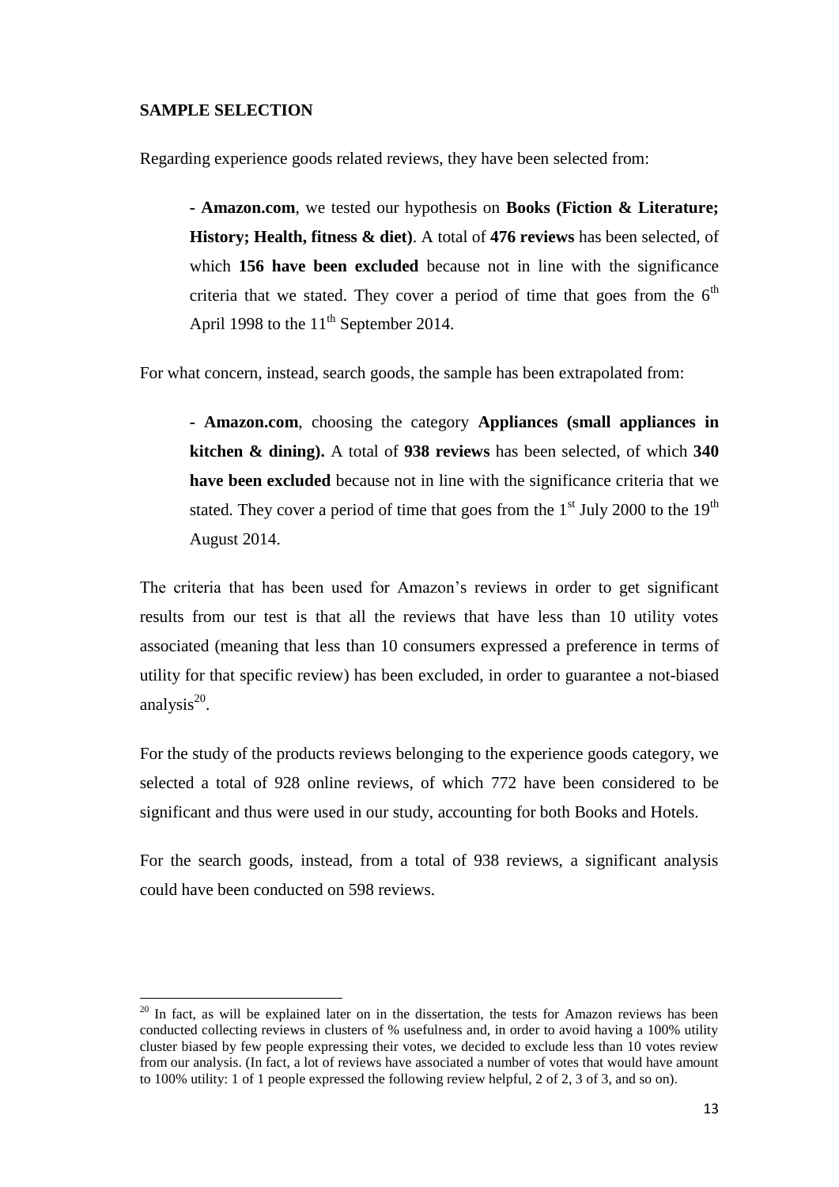## SAMPLE SELECTION

Regarding experience goods related reviews, they have been selected from:

> **- Amazon.com**, we tested our hypothesis on **Books (Fiction & Literature; History; Health, fitness & diet)**. A total of **476 reviews** has been selected, of which **156 have been excluded** because not in line with the significance criteria that we stated. They cover a period of time that goes from the 6th April 1998 to the 11th September 2014.

For what concern, instead, search goods, the sample has been extrapolated from:

> **- Amazon.com**, choosing the category **Appliances (small appliances in kitchen & dining).** A total of **938 reviews** has been selected, of which **340 have been excluded** because not in line with the significance criteria that we stated. They cover a period of time that goes from the 1st July 2000 to the 19th August 2014.

The criteria that has been used for Amazon's reviews in order to get significant results from our test is that all the reviews that have less than 10 utility votes associated (meaning that less than 10 consumers expressed a preference in terms of utility for that specific review) has been excluded, in order to guarantee a not-biased analysis[20].

For the study of the products reviews belonging to the experience goods category, we selected a total of 928 online reviews, of which 772 have been considered to be significant and thus were used in our study, accounting for both Books and Hotels.

For the search goods, instead, from a total of 938 reviews, a significant analysis could have been conducted on 598 reviews.

---

[20] In fact, as will be explained later on in the dissertation, the tests for Amazon reviews has been conducted collecting reviews in clusters of % usefulness and, in order to avoid having a 100% utility cluster biased by few people expressing their votes, we decided to exclude less than 10 votes review from our analysis. (In fact, a lot of reviews have associated a number of votes that would have amount to 100% utility: 1 of 1 people expressed the following review helpful, 2 of 2, 3 of 3, and so on).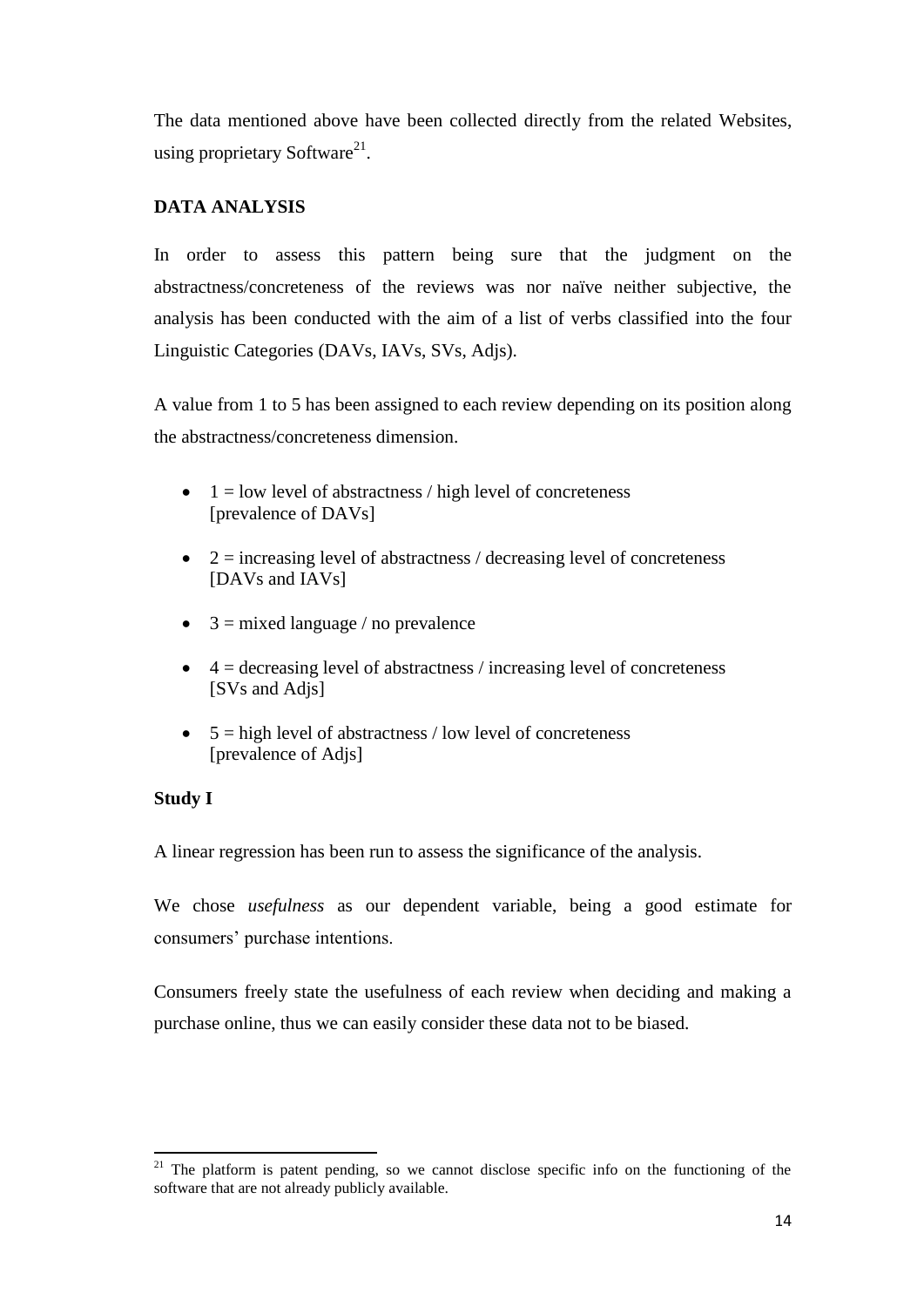The data mentioned above have been collected directly from the related Websites, using proprietary Software[21].

## DATA ANALYSIS

In order to assess this pattern being sure that the judgment on the abstractness/concreteness of the reviews was nor naïve neither subjective, the analysis has been conducted with the aim of a list of verbs classified into the four Linguistic Categories (DAVs, IAVs, SVs, Adjs).

A value from 1 to 5 has been assigned to each review depending on its position along the abstractness/concreteness dimension.

- 1 = low level of abstractness / high level of concreteness [prevalence of DAVs]
- 2 = increasing level of abstractness / decreasing level of concreteness [DAVs and IAVs]
- 3 = mixed language / no prevalence
- 4 = decreasing level of abstractness / increasing level of concreteness [SVs and Adjs]
- 5 = high level of abstractness / low level of concreteness [prevalence of Adjs]

### Study I

A linear regression has been run to assess the significance of the analysis.

We chose *usefulness* as our dependent variable, being a good estimate for consumers' purchase intentions.

Consumers freely state the usefulness of each review when deciding and making a purchase online, thus we can easily consider these data not to be biased.

[21] The platform is patent pending, so we cannot disclose specific info on the functioning of the software that are not already publicly available.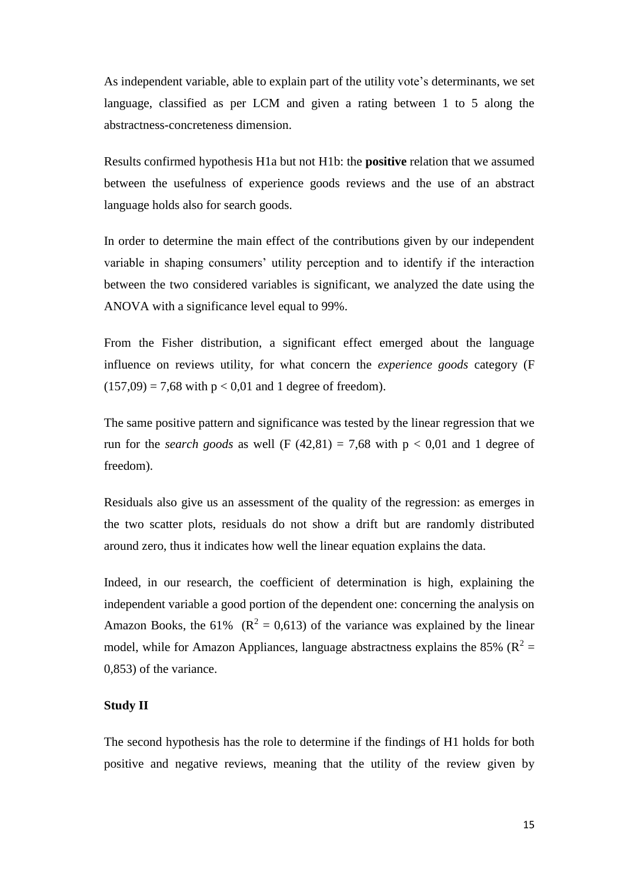As independent variable, able to explain part of the utility vote's determinants, we set language, classified as per LCM and given a rating between 1 to 5 along the abstractness-concreteness dimension.

Results confirmed hypothesis H1a but not H1b: the **positive** relation that we assumed between the usefulness of experience goods reviews and the use of an abstract language holds also for search goods.

In order to determine the main effect of the contributions given by our independent variable in shaping consumers' utility perception and to identify if the interaction between the two considered variables is significant, we analyzed the date using the ANOVA with a significance level equal to 99%.

From the Fisher distribution, a significant effect emerged about the language influence on reviews utility, for what concern the *experience goods* category ($F(157{,}09) = 7{,}68$ with $p < 0{,}01$ and 1 degree of freedom).

The same positive pattern and significance was tested by the linear regression that we run for the *search goods* as well ($F(42{,}81) = 7{,}68$ with $p < 0{,}01$ and 1 degree of freedom).

Residuals also give us an assessment of the quality of the regression: as emerges in the two scatter plots, residuals do not show a drift but are randomly distributed around zero, thus it indicates how well the linear equation explains the data.

Indeed, in our research, the coefficient of determination is high, explaining the independent variable a good portion of the dependent one: concerning the analysis on Amazon Books, the 61% ($R^2 = 0{,}613$) of the variance was explained by the linear model, while for Amazon Appliances, language abstractness explains the 85% ($R^2 = 0{,}853$) of the variance.

**Study II**

The second hypothesis has the role to determine if the findings of H1 holds for both positive and negative reviews, meaning that the utility of the review given by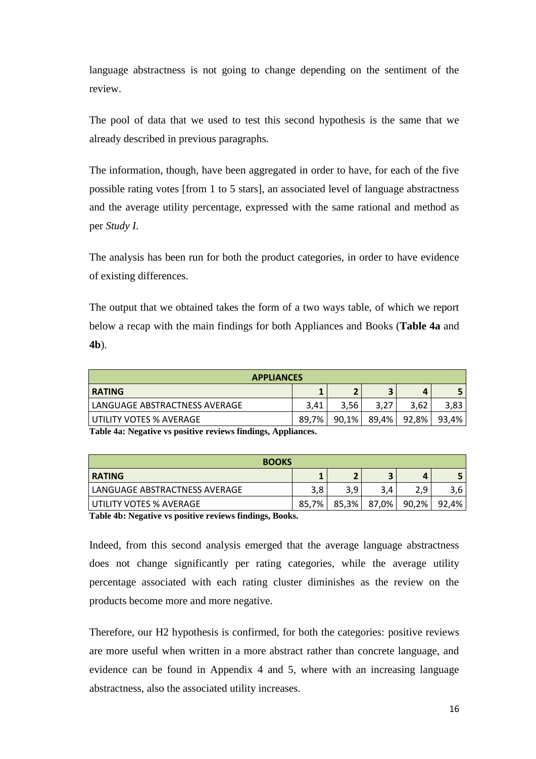language abstractness is not going to change depending on the sentiment of the review.

The pool of data that we used to test this second hypothesis is the same that we already described in previous paragraphs.

The information, though, have been aggregated in order to have, for each of the five possible rating votes [from 1 to 5 stars], an associated level of language abstractness and the average utility percentage, expressed with the same rational and method as per *Study I*.

The analysis has been run for both the product categories, in order to have evidence of existing differences.

The output that we obtained takes the form of a two ways table, of which we report below a recap with the main findings for both Appliances and Books (**Table 4a** and **4b**).

| APPLIANCES | | | | | |
|---|---|---|---|---|---|
| **RATING** | **1** | **2** | **3** | **4** | **5** |
| LANGUAGE ABSTRACTNESS AVERAGE | 3,41 | 3,56 | 3,27 | 3,62 | 3,83 |
| UTILITY VOTES % AVERAGE | 89,7% | 90,1% | 89,4% | 92,8% | 93,4% |

**Table 4a: Negative vs positive reviews findings, Appliances.**

| BOOKS | | | | | |
|---|---|---|---|---|---|
| **RATING** | **1** | **2** | **3** | **4** | **5** |
| LANGUAGE ABSTRACTNESS AVERAGE | 3,8 | 3,9 | 3,4 | 2,9 | 3,6 |
| UTILITY VOTES % AVERAGE | 85,7% | 85,3% | 87,0% | 90,2% | 92,4% |

**Table 4b: Negative vs positive reviews findings, Books.**

Indeed, from this second analysis emerged that the average language abstractness does not change significantly per rating categories, while the average utility percentage associated with each rating cluster diminishes as the review on the products become more and more negative.

Therefore, our H2 hypothesis is confirmed, for both the categories: positive reviews are more useful when written in a more abstract rather than concrete language, and evidence can be found in Appendix 4 and 5, where with an increasing language abstractness, also the associated utility increases.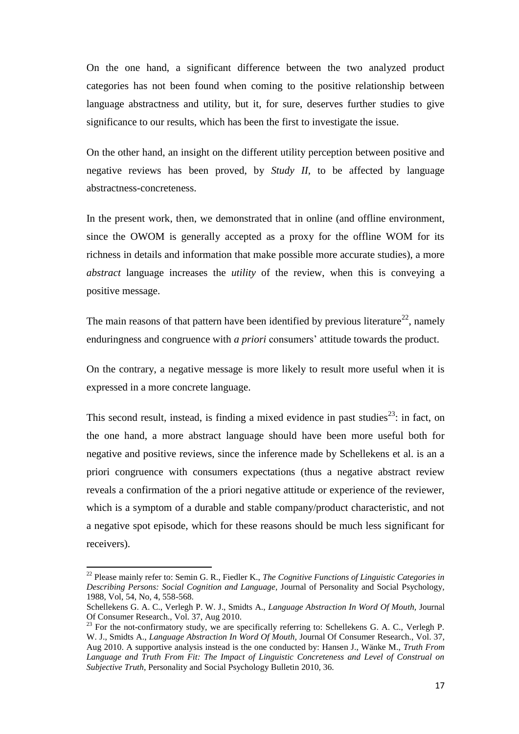On the one hand, a significant difference between the two analyzed product categories has not been found when coming to the positive relationship between language abstractness and utility, but it, for sure, deserves further studies to give significance to our results, which has been the first to investigate the issue.

On the other hand, an insight on the different utility perception between positive and negative reviews has been proved, by *Study II*, to be affected by language abstractness-concreteness.

In the present work, then, we demonstrated that in online (and offline environment, since the OWOM is generally accepted as a proxy for the offline WOM for its richness in details and information that make possible more accurate studies), a more *abstract* language increases the *utility* of the review, when this is conveying a positive message.

The main reasons of that pattern have been identified by previous literature[22], namely enduringness and congruence with *a priori* consumers' attitude towards the product.

On the contrary, a negative message is more likely to result more useful when it is expressed in a more concrete language.

This second result, instead, is finding a mixed evidence in past studies[23]: in fact, on the one hand, a more abstract language should have been more useful both for negative and positive reviews, since the inference made by Schellekens et al. is an a priori congruence with consumers expectations (thus a negative abstract review reveals a confirmation of the a priori negative attitude or experience of the reviewer, which is a symptom of a durable and stable company/product characteristic, and not a negative spot episode, which for these reasons should be much less significant for receivers).

---

[22] Please mainly refer to: Semin G. R., Fiedler K., *The Cognitive Functions of Linguistic Categories in Describing Persons: Social Cognition and Language,* Journal of Personality and Social Psychology, 1988, Vol, 54, No, 4, 558-568.

Schellekens G. A. C., Verlegh P. W. J., Smidts A., *Language Abstraction In Word Of Mouth,* Journal Of Consumer Research., Vol. 37, Aug 2010.

[23] For the not-confirmatory study, we are specifically referring to: Schellekens G. A. C., Verlegh P. W. J., Smidts A., *Language Abstraction In Word Of Mouth,* Journal Of Consumer Research., Vol. 37, Aug 2010. A supportive analysis instead is the one conducted by: Hansen J., Wänke M., *Truth From Language and Truth From Fit: The Impact of Linguistic Concreteness and Level of Construal on Subjective Truth*, Personality and Social Psychology Bulletin 2010, 36.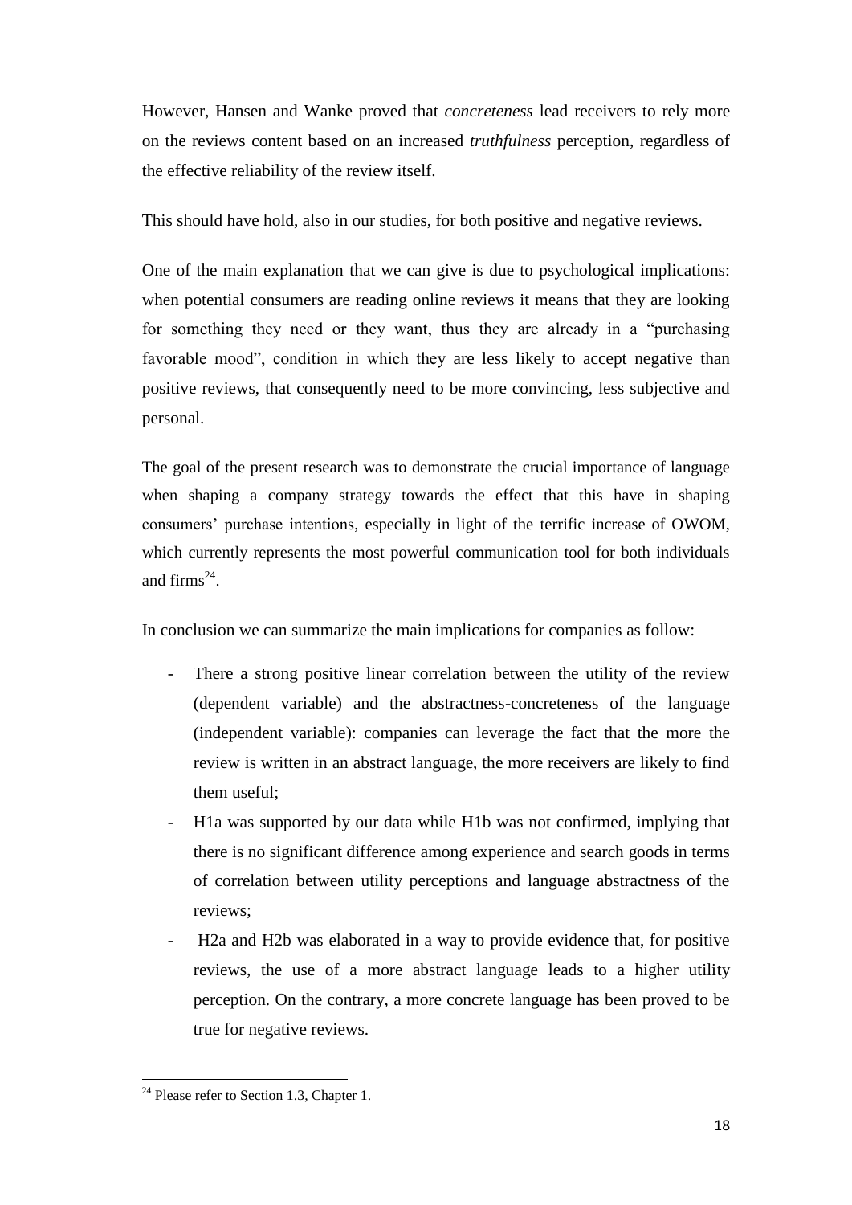However, Hansen and Wanke proved that *concreteness* lead receivers to rely more on the reviews content based on an increased *truthfulness* perception, regardless of the effective reliability of the review itself.

This should have hold, also in our studies, for both positive and negative reviews.

One of the main explanation that we can give is due to psychological implications: when potential consumers are reading online reviews it means that they are looking for something they need or they want, thus they are already in a "purchasing favorable mood", condition in which they are less likely to accept negative than positive reviews, that consequently need to be more convincing, less subjective and personal.

The goal of the present research was to demonstrate the crucial importance of language when shaping a company strategy towards the effect that this have in shaping consumers' purchase intentions, especially in light of the terrific increase of OWOM, which currently represents the most powerful communication tool for both individuals and firms[24].

In conclusion we can summarize the main implications for companies as follow:

- There a strong positive linear correlation between the utility of the review (dependent variable) and the abstractness-concreteness of the language (independent variable): companies can leverage the fact that the more the review is written in an abstract language, the more receivers are likely to find them useful;
- H1a was supported by our data while H1b was not confirmed, implying that there is no significant difference among experience and search goods in terms of correlation between utility perceptions and language abstractness of the reviews;
- H2a and H2b was elaborated in a way to provide evidence that, for positive reviews, the use of a more abstract language leads to a higher utility perception. On the contrary, a more concrete language has been proved to be true for negative reviews.

[24] Please refer to Section 1.3, Chapter 1.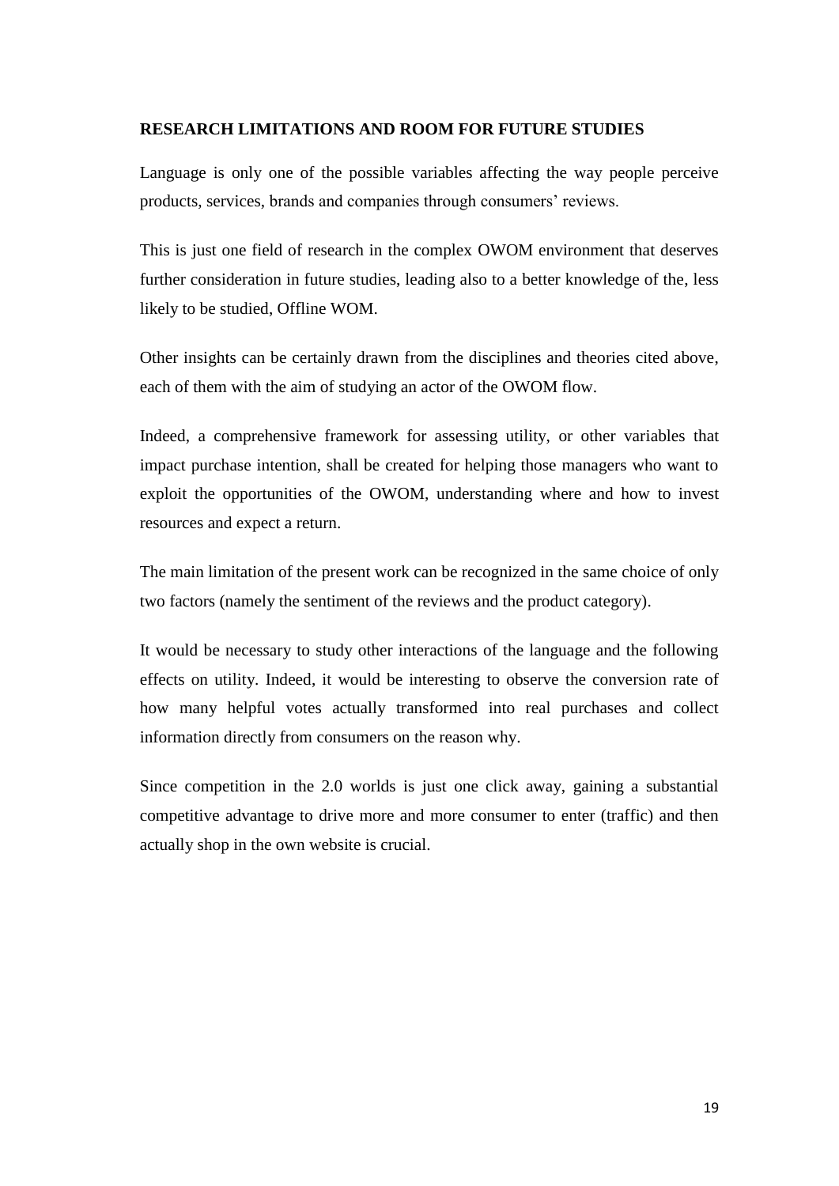## RESEARCH LIMITATIONS AND ROOM FOR FUTURE STUDIES

Language is only one of the possible variables affecting the way people perceive products, services, brands and companies through consumers' reviews.

This is just one field of research in the complex OWOM environment that deserves further consideration in future studies, leading also to a better knowledge of the, less likely to be studied, Offline WOM.

Other insights can be certainly drawn from the disciplines and theories cited above, each of them with the aim of studying an actor of the OWOM flow.

Indeed, a comprehensive framework for assessing utility, or other variables that impact purchase intention, shall be created for helping those managers who want to exploit the opportunities of the OWOM, understanding where and how to invest resources and expect a return.

The main limitation of the present work can be recognized in the same choice of only two factors (namely the sentiment of the reviews and the product category).

It would be necessary to study other interactions of the language and the following effects on utility. Indeed, it would be interesting to observe the conversion rate of how many helpful votes actually transformed into real purchases and collect information directly from consumers on the reason why.

Since competition in the 2.0 worlds is just one click away, gaining a substantial competitive advantage to drive more and more consumer to enter (traffic) and then actually shop in the own website is crucial.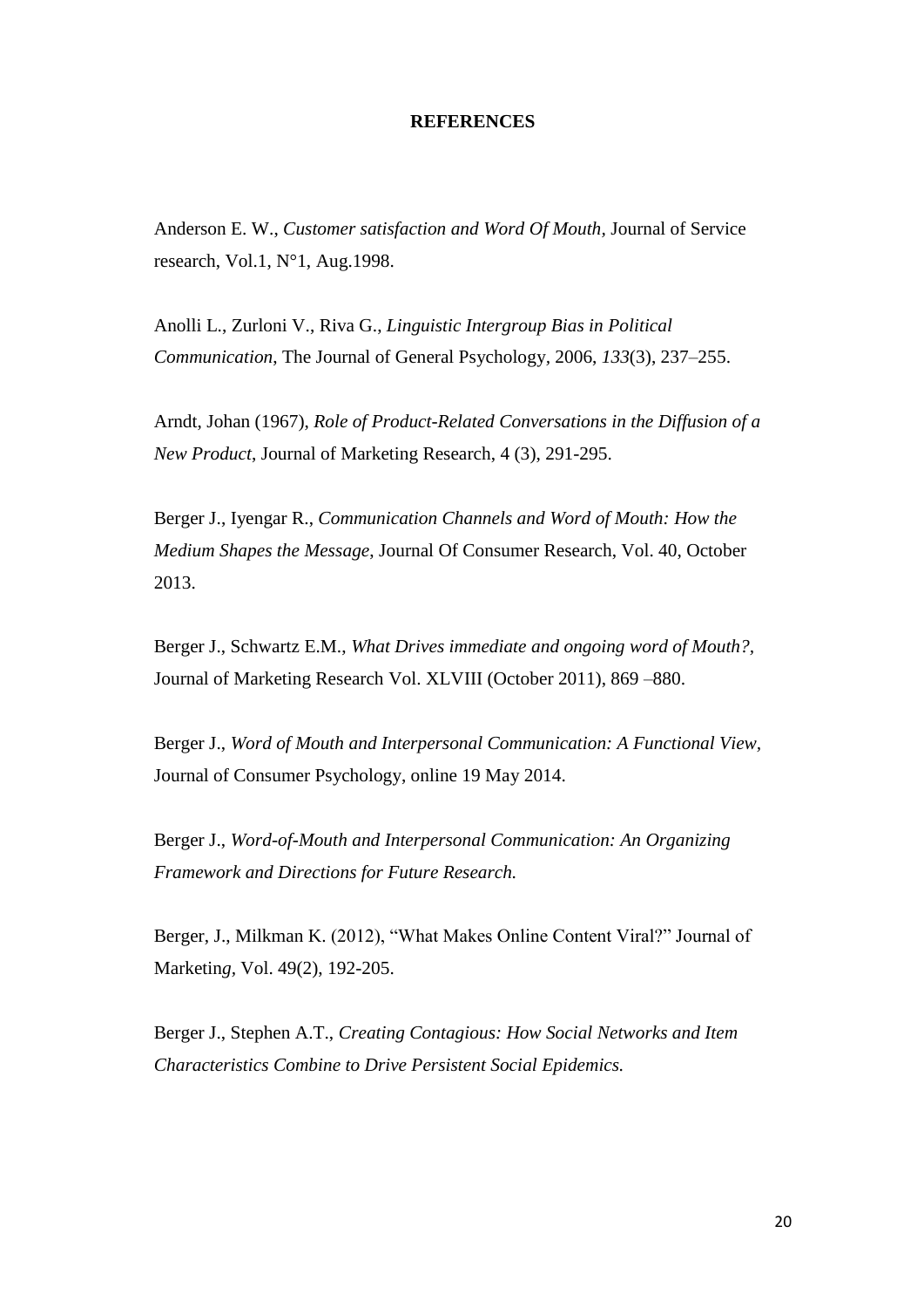**REFERENCES**

Anderson E. W., *Customer satisfaction and Word Of Mouth*, Journal of Service research, Vol.1, N°1, Aug.1998.

Anolli L., Zurloni V., Riva G., *Linguistic Intergroup Bias in Political Communication,* The Journal of General Psychology, 2006, *133*(3), 237–255.

Arndt, Johan (1967), *Role of Product-Related Conversations in the Diffusion of a New Product*, Journal of Marketing Research, 4 (3), 291-295.

Berger J., Iyengar R., *Communication Channels and Word of Mouth: How the Medium Shapes the Message*, Journal Of Consumer Research, Vol. 40, October 2013.

Berger J., Schwartz E.M., *What Drives immediate and ongoing word of Mouth?*, Journal of Marketing Research Vol. XLVIII (October 2011), 869 –880.

Berger J., *Word of Mouth and Interpersonal Communication: A Functional View*, Journal of Consumer Psychology, online 19 May 2014.

Berger J., *Word-of-Mouth and Interpersonal Communication: An Organizing Framework and Directions for Future Research.*

Berger, J., Milkman K. (2012), "What Makes Online Content Viral?" Journal of Marketing, Vol. 49(2), 192-205.

Berger J., Stephen A.T., *Creating Contagious: How Social Networks and Item Characteristics Combine to Drive Persistent Social Epidemics.*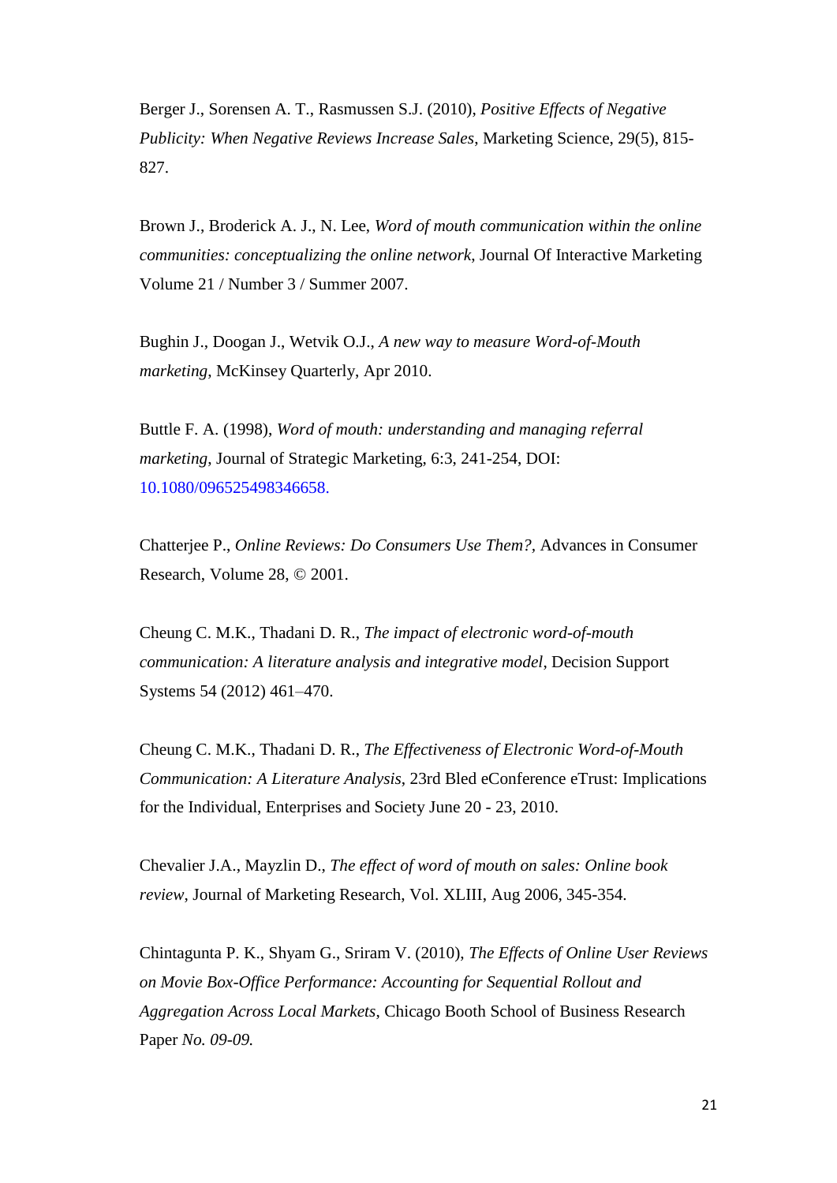Berger J., Sorensen A. T., Rasmussen S.J. (2010), *Positive Effects of Negative Publicity: When Negative Reviews Increase Sales*, Marketing Science, 29(5), 815-827.

Brown J., Broderick A. J., N. Lee, *Word of mouth communication within the online communities: conceptualizing the online network*, Journal Of Interactive Marketing Volume 21 / Number 3 / Summer 2007.

Bughin J., Doogan J., Wetvik O.J., *A new way to measure Word-of-Mouth marketing*, McKinsey Quarterly, Apr 2010.

Buttle F. A. (1998), *Word of mouth: understanding and managing referral marketing*, Journal of Strategic Marketing, 6:3, 241-254, DOI: 10.1080/096525498346658.

Chatterjee P., *Online Reviews: Do Consumers Use Them?*, Advances in Consumer Research, Volume 28, © 2001.

Cheung C. M.K., Thadani D. R., *The impact of electronic word-of-mouth communication: A literature analysis and integrative model*, Decision Support Systems 54 (2012) 461–470.

Cheung C. M.K., Thadani D. R., *The Effectiveness of Electronic Word-of-Mouth Communication: A Literature Analysis*, 23rd Bled eConference eTrust: Implications for the Individual, Enterprises and Society June 20 - 23, 2010.

Chevalier J.A., Mayzlin D., *The effect of word of mouth on sales: Online book review*, Journal of Marketing Research, Vol. XLIII, Aug 2006, 345-354.

Chintagunta P. K., Shyam G., Sriram V. (2010), *The Effects of Online User Reviews on Movie Box-Office Performance: Accounting for Sequential Rollout and Aggregation Across Local Markets*, Chicago Booth School of Business Research Paper *No. 09-09.*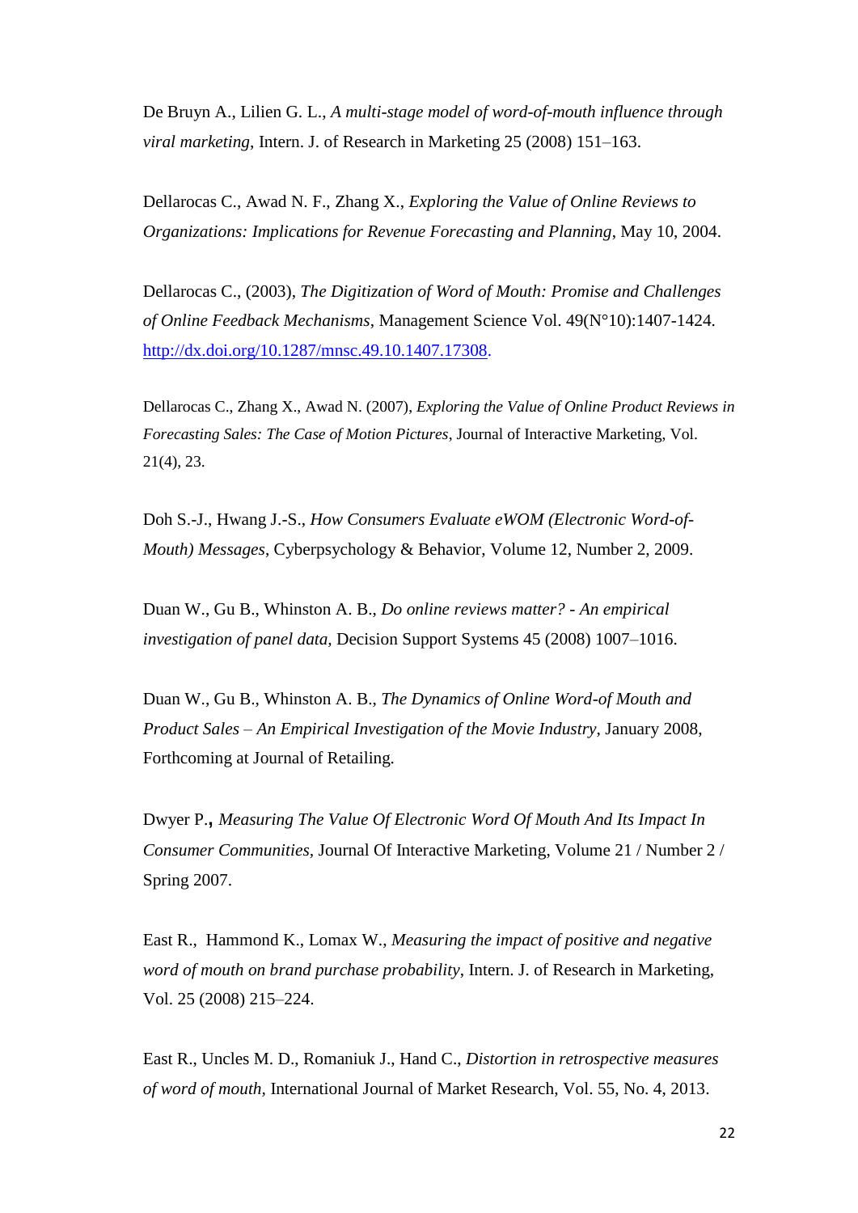De Bruyn A., Lilien G. L., *A multi-stage model of word-of-mouth influence through viral marketing*, Intern. J. of Research in Marketing 25 (2008) 151–163.

Dellarocas C., Awad N. F., Zhang X., *Exploring the Value of Online Reviews to Organizations: Implications for Revenue Forecasting and Planning*, May 10, 2004.

Dellarocas C., (2003), *The Digitization of Word of Mouth: Promise and Challenges of Online Feedback Mechanisms*, Management Science Vol. 49(N°10):1407-1424. http://dx.doi.org/10.1287/mnsc.49.10.1407.17308.

Dellarocas C., Zhang X., Awad N. (2007), *Exploring the Value of Online Product Reviews in Forecasting Sales: The Case of Motion Pictures*, Journal of Interactive Marketing, Vol. 21(4), 23.

Doh S.-J., Hwang J.-S., *How Consumers Evaluate eWOM (Electronic Word-of-Mouth) Messages*, Cyberpsychology & Behavior, Volume 12, Number 2, 2009.

Duan W., Gu B., Whinston A. B., *Do online reviews matter? - An empirical investigation of panel data*, Decision Support Systems 45 (2008) 1007–1016.

Duan W., Gu B., Whinston A. B., *The Dynamics of Online Word-of Mouth and Product Sales – An Empirical Investigation of the Movie Industry*, January 2008, Forthcoming at Journal of Retailing.

Dwyer P.**,** *Measuring The Value Of Electronic Word Of Mouth And Its Impact In Consumer Communities*, Journal Of Interactive Marketing, Volume 21 / Number 2 / Spring 2007.

East R., Hammond K., Lomax W., *Measuring the impact of positive and negative word of mouth on brand purchase probability*, Intern. J. of Research in Marketing, Vol. 25 (2008) 215–224.

East R., Uncles M. D., Romaniuk J., Hand C., *Distortion in retrospective measures of word of mouth*, International Journal of Market Research, Vol. 55, No. 4, 2013.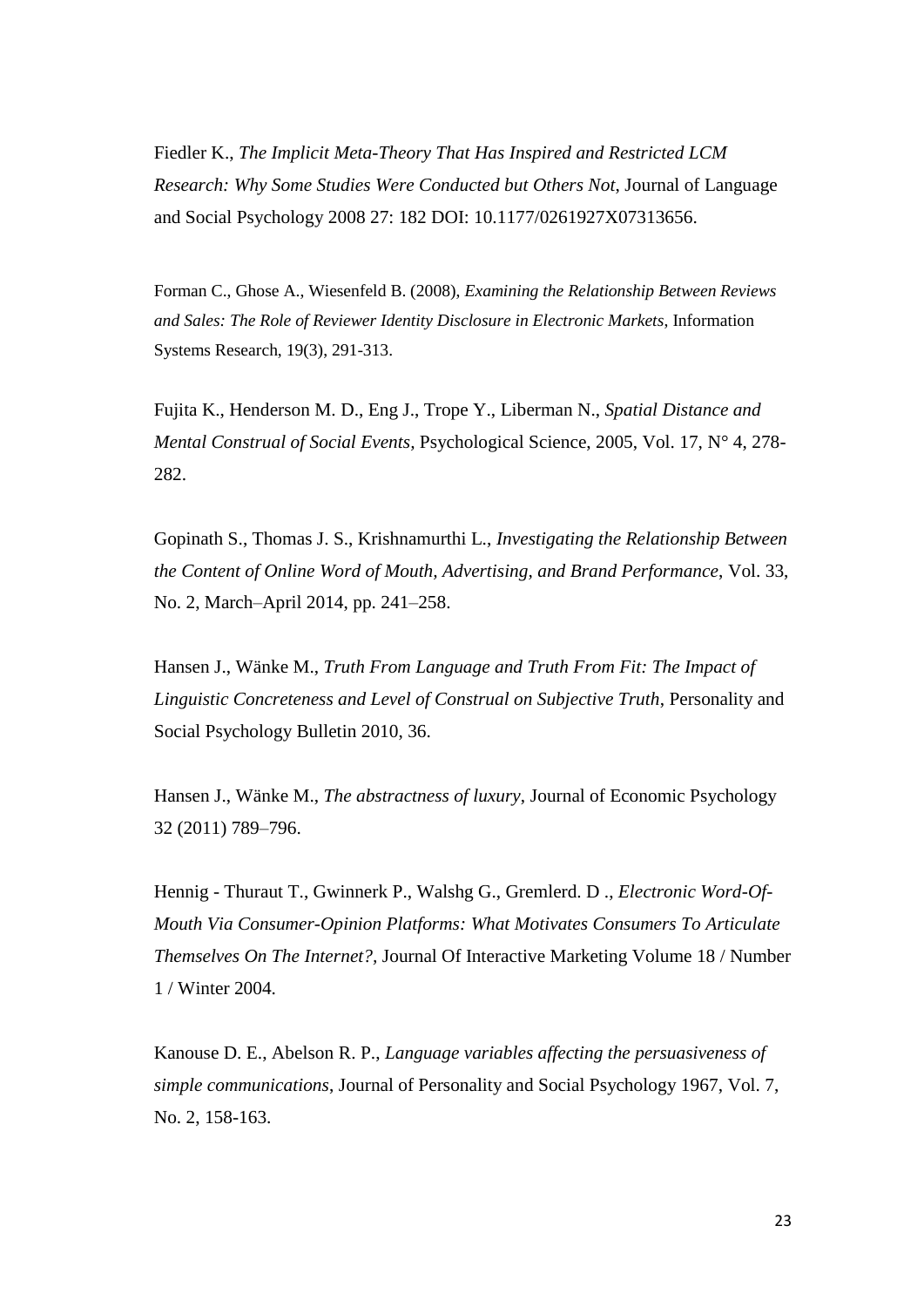Fiedler K., *The Implicit Meta-Theory That Has Inspired and Restricted LCM Research: Why Some Studies Were Conducted but Others Not*, Journal of Language and Social Psychology 2008 27: 182 DOI: 10.1177/0261927X07313656.

Forman C., Ghose A., Wiesenfeld B. (2008), *Examining the Relationship Between Reviews and Sales: The Role of Reviewer Identity Disclosure in Electronic Markets*, Information Systems Research, 19(3), 291-313.

Fujita K., Henderson M. D., Eng J., Trope Y., Liberman N., *Spatial Distance and Mental Construal of Social Events*, Psychological Science, 2005, Vol. 17, N° 4, 278-282.

Gopinath S., Thomas J. S., Krishnamurthi L., *Investigating the Relationship Between the Content of Online Word of Mouth, Advertising, and Brand Performance*, Vol. 33, No. 2, March–April 2014, pp. 241–258.

Hansen J., Wänke M., *Truth From Language and Truth From Fit: The Impact of Linguistic Concreteness and Level of Construal on Subjective Truth*, Personality and Social Psychology Bulletin 2010, 36.

Hansen J., Wänke M., *The abstractness of luxury*, Journal of Economic Psychology 32 (2011) 789–796.

Hennig - Thuraut T., Gwinnerk P., Walshg G., Gremlerd. D ., *Electronic Word-Of-Mouth Via Consumer-Opinion Platforms: What Motivates Consumers To Articulate Themselves On The Internet?*, Journal Of Interactive Marketing Volume 18 / Number 1 / Winter 2004.

Kanouse D. E., Abelson R. P., *Language variables affecting the persuasiveness of simple communications*, Journal of Personality and Social Psychology 1967, Vol. 7, No. 2, 158-163.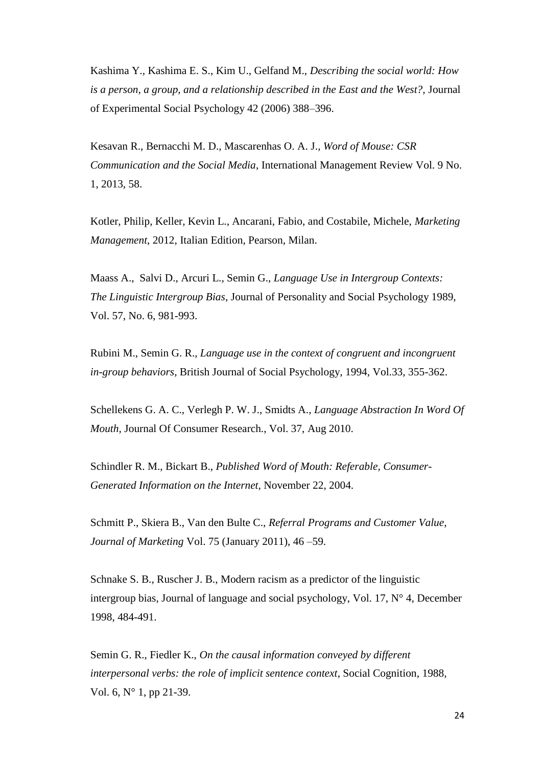Kashima Y., Kashima E. S., Kim U., Gelfand M., *Describing the social world: How is a person, a group, and a relationship described in the East and the West?,* Journal of Experimental Social Psychology 42 (2006) 388–396.

Kesavan R., Bernacchi M. D., Mascarenhas O. A. J., *Word of Mouse: CSR Communication and the Social Media*, International Management Review Vol. 9 No. 1, 2013, 58.

Kotler, Philip, Keller, Kevin L., Ancarani, Fabio, and Costabile, Michele, *Marketing Management*, 2012, Italian Edition, Pearson, Milan.

Maass A., Salvi D., Arcuri L., Semin G., *Language Use in Intergroup Contexts: The Linguistic Intergroup Bias*, Journal of Personality and Social Psychology 1989, Vol. 57, No. 6, 981-993.

Rubini M., Semin G. R., *Language use in the context of congruent and incongruent in-group behaviors*, British Journal of Social Psychology, 1994, Vol.33, 355-362.

Schellekens G. A. C., Verlegh P. W. J., Smidts A., *Language Abstraction In Word Of Mouth*, Journal Of Consumer Research., Vol. 37, Aug 2010.

Schindler R. M., Bickart B., *Published Word of Mouth: Referable, Consumer-Generated Information on the Internet*, November 22, 2004.

Schmitt P., Skiera B., Van den Bulte C., *Referral Programs and Customer Value, Journal of Marketing* Vol. 75 (January 2011), 46 –59.

Schnake S. B., Ruscher J. B., Modern racism as a predictor of the linguistic intergroup bias, Journal of language and social psychology, Vol. 17, N° 4, December 1998, 484-491.

Semin G. R., Fiedler K., *On the causal information conveyed by different interpersonal verbs: the role of implicit sentence context*, Social Cognition, 1988, Vol. 6, N° 1, pp 21-39.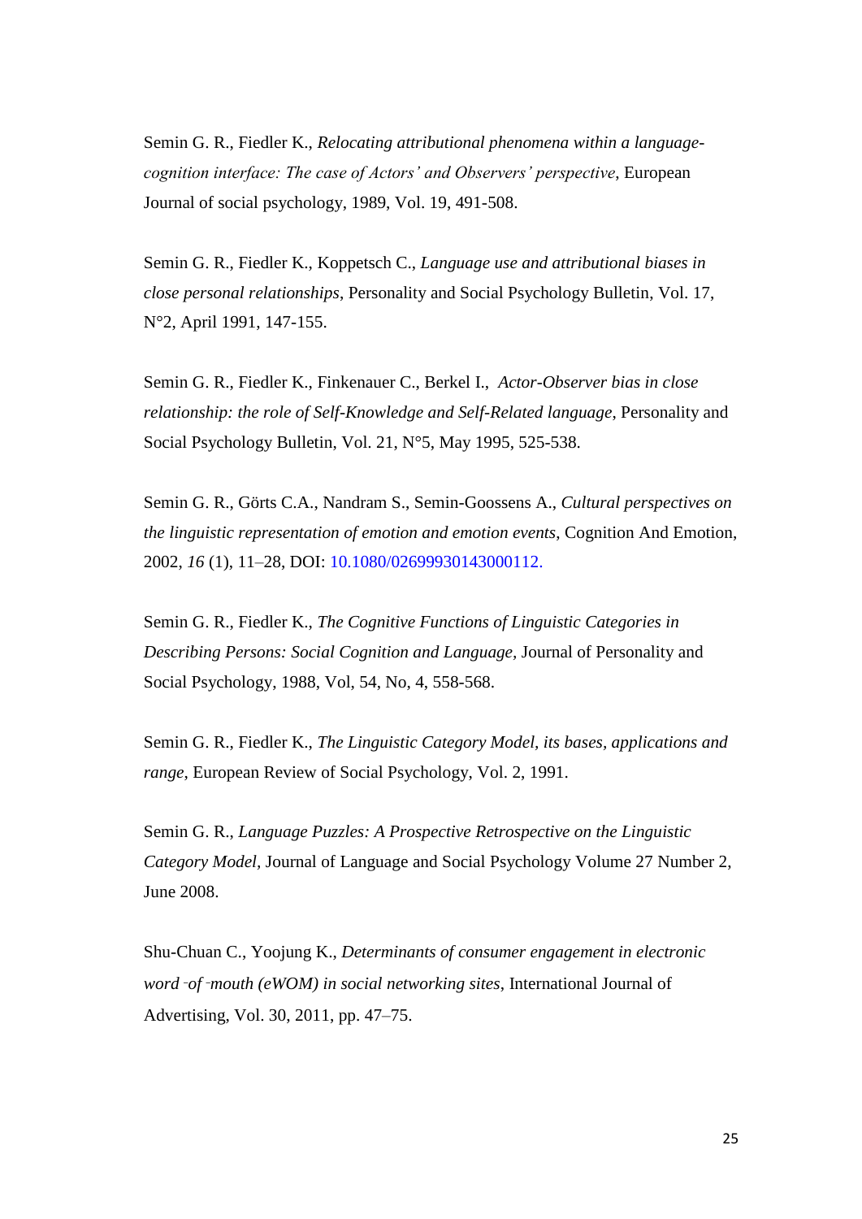Semin G. R., Fiedler K., *Relocating attributional phenomena within a language-cognition interface: The case of Actors' and Observers' perspective*, European Journal of social psychology, 1989, Vol. 19, 491-508.

Semin G. R., Fiedler K., Koppetsch C., *Language use and attributional biases in close personal relationships*, Personality and Social Psychology Bulletin, Vol. 17, N°2, April 1991, 147-155.

Semin G. R., Fiedler K., Finkenauer C., Berkel I., *Actor-Observer bias in close relationship: the role of Self-Knowledge and Self-Related language*, Personality and Social Psychology Bulletin, Vol. 21, N°5, May 1995, 525-538.

Semin G. R., Görts C.A., Nandram S., Semin-Goossens A., *Cultural perspectives on the linguistic representation of emotion and emotion events*, Cognition And Emotion, 2002, *16* (1), 11–28, DOI: 10.1080/02699930143000112.

Semin G. R., Fiedler K., *The Cognitive Functions of Linguistic Categories in Describing Persons: Social Cognition and Language*, Journal of Personality and Social Psychology, 1988, Vol, 54, No, 4, 558-568.

Semin G. R., Fiedler K., *The Linguistic Category Model, its bases, applications and range*, European Review of Social Psychology, Vol. 2, 1991.

Semin G. R., *Language Puzzles: A Prospective Retrospective on the Linguistic Category Model*, Journal of Language and Social Psychology Volume 27 Number 2, June 2008.

Shu-Chuan C., Yoojung K., *Determinants of consumer engagement in electronic word‐of‐mouth (eWOM) in social networking sites*, International Journal of Advertising, Vol. 30, 2011, pp. 47–75.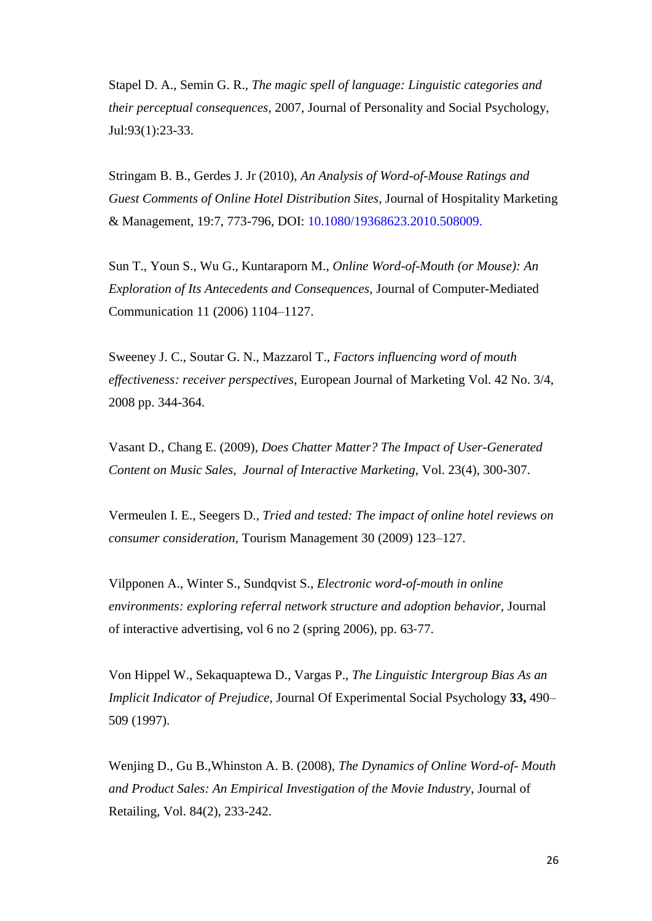Stapel D. A., Semin G. R., *The magic spell of language: Linguistic categories and their perceptual consequences*, 2007, Journal of Personality and Social Psychology, Jul:93(1):23-33.

Stringam B. B., Gerdes J. Jr (2010), *An Analysis of Word-of-Mouse Ratings and Guest Comments of Online Hotel Distribution Sites*, Journal of Hospitality Marketing & Management, 19:7, 773-796, DOI: 10.1080/19368623.2010.508009.

Sun T., Youn S., Wu G., Kuntaraporn M., *Online Word-of-Mouth (or Mouse): An Exploration of Its Antecedents and Consequences*, Journal of Computer-Mediated Communication 11 (2006) 1104–1127.

Sweeney J. C., Soutar G. N., Mazzarol T., *Factors influencing word of mouth effectiveness: receiver perspectives*, European Journal of Marketing Vol. 42 No. 3/4, 2008 pp. 344-364.

Vasant D., Chang E. (2009), *Does Chatter Matter? The Impact of User-Generated Content on Music Sales*, *Journal of Interactive Marketing*, Vol. 23(4), 300-307.

Vermeulen I. E., Seegers D., *Tried and tested: The impact of online hotel reviews on consumer consideration*, Tourism Management 30 (2009) 123–127.

Vilpponen A., Winter S., Sundqvist S., *Electronic word-of-mouth in online environments: exploring referral network structure and adoption behavior*, Journal of interactive advertising, vol 6 no 2 (spring 2006), pp. 63-77.

Von Hippel W., Sekaquaptewa D., Vargas P., *The Linguistic Intergroup Bias As an Implicit Indicator of Prejudice*, Journal Of Experimental Social Psychology **33,** 490–509 (1997).

Wenjing D., Gu B.,Whinston A. B. (2008), *The Dynamics of Online Word-of- Mouth and Product Sales: An Empirical Investigation of the Movie Industry*, Journal of Retailing, Vol. 84(2), 233-242.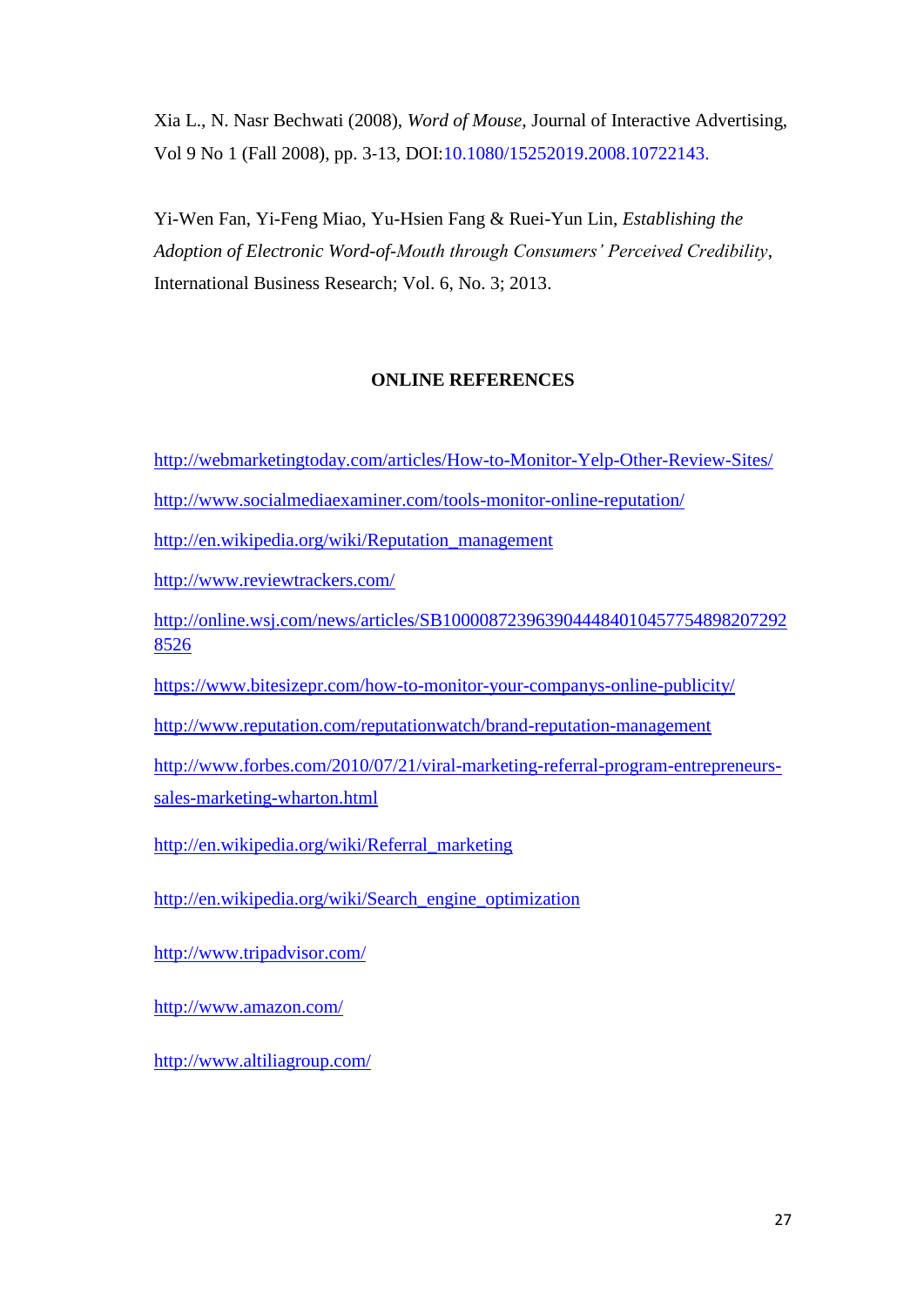Xia L., N. Nasr Bechwati (2008), *Word of Mouse*, Journal of Interactive Advertising, Vol 9 No 1 (Fall 2008), pp. 3-13, DOI:10.1080/15252019.2008.10722143.

Yi-Wen Fan, Yi-Feng Miao, Yu-Hsien Fang & Ruei-Yun Lin, *Establishing the Adoption of Electronic Word-of-Mouth through Consumers' Perceived Credibility*, International Business Research; Vol. 6, No. 3; 2013.

## ONLINE REFERENCES

http://webmarketingtoday.com/articles/How-to-Monitor-Yelp-Other-Review-Sites/

http://www.socialmediaexaminer.com/tools-monitor-online-reputation/

http://en.wikipedia.org/wiki/Reputation_management

http://www.reviewtrackers.com/

http://online.wsj.com/news/articles/SB10000872396390444840104577548982072928526

https://www.bitesizepr.com/how-to-monitor-your-companys-online-publicity/

http://www.reputation.com/reputationwatch/brand-reputation-management

http://www.forbes.com/2010/07/21/viral-marketing-referral-program-entrepreneurs-sales-marketing-wharton.html

http://en.wikipedia.org/wiki/Referral_marketing

http://en.wikipedia.org/wiki/Search_engine_optimization

http://www.tripadvisor.com/

http://www.amazon.com/

http://www.altiliagroup.com/